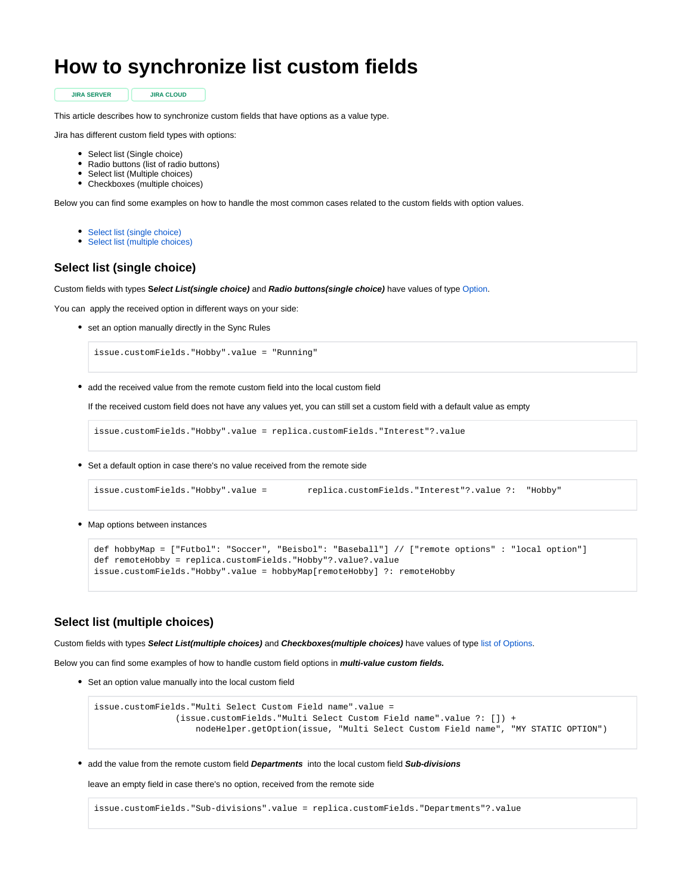# How to synchronize list custom fields

JIRA SERVER JIRA CLOUD

This article describes how to synchronize custom fields that have options as a value type.

Jira has different custom field types with options:

- Select list (Single choice)
- Radio buttons (list of radio buttons)
- Select list (Multiple choices)
- Checkboxes (multiple choices)

Below you can find some examples on how to handle the most common cases related to the custom fields with option values.

- Select list (single choice)
- Select list (multiple choices)

## Select list (single choice)

Custom fields with types ***Select List(single choice)*** and ***Radio buttons(single choice)*** have values of type Option.

You can apply the received option in different ways on your side:

- set an option manually directly in the Sync Rules

```
issue.customFields."Hobby".value = "Running"
```

- add the received value from the remote custom field into the local custom field

  If the received custom field does not have any values yet, you can still set a custom field with a default value as empty

```
issue.customFields."Hobby".value = replica.customFields."Interest"?.value
```

- Set a default option in case there's no value received from the remote side

```
issue.customFields."Hobby".value =        replica.customFields."Interest"?.value ?:  "Hobby"
```

- Map options between instances

```
def hobbyMap = ["Futbol": "Soccer", "Beisbol": "Baseball"] // ["remote options" : "local option"]
def remoteHobby = replica.customFields."Hobby"?.value?.value
issue.customFields."Hobby".value = hobbyMap[remoteHobby] ?: remoteHobby
```

## Select list (multiple choices)

Custom fields with types ***Select List(multiple choices)*** and ***Checkboxes(multiple choices)*** have values of type list of Options.

Below you can find some examples of how to handle custom field options in ***multi-value custom fields.***

- Set an option value manually into the local custom field

```
issue.customFields."Multi Select Custom Field name".value =
                (issue.customFields."Multi Select Custom Field name".value ?: []) +
                    nodeHelper.getOption(issue, "Multi Select Custom Field name", "MY STATIC OPTION")
```

- add the value from the remote custom field ***Departments*** into the local custom field ***Sub-divisions***

  leave an empty field in case there's no option, received from the remote side

```
issue.customFields."Sub-divisions".value = replica.customFields."Departments"?.value
```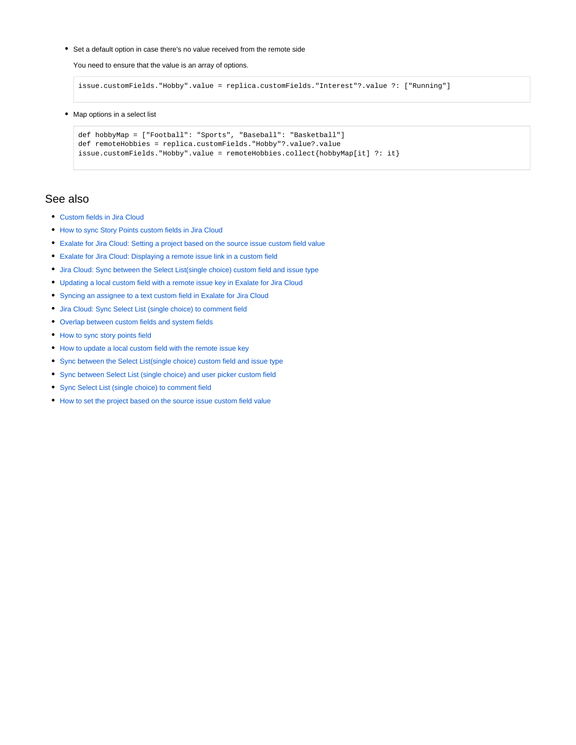- Set a default option in case there's no value received from the remote side

  You need to ensure that the value is an array of options.

  ```
  issue.customFields."Hobby".value = replica.customFields."Interest"?.value ?: ["Running"]
  ```

- Map options in a select list

  ```
  def hobbyMap = ["Football": "Sports", "Baseball": "Basketball"]
  def remoteHobbies = replica.customFields."Hobby"?.value?.value
  issue.customFields."Hobby".value = remoteHobbies.collect{hobbyMap[it] ?: it}
  ```

## See also

- Custom fields in Jira Cloud
- How to sync Story Points custom fields in Jira Cloud
- Exalate for Jira Cloud: Setting a project based on the source issue custom field value
- Exalate for Jira Cloud: Displaying a remote issue link in a custom field
- Jira Cloud: Sync between the Select List(single choice) custom field and issue type
- Updating a local custom field with a remote issue key in Exalate for Jira Cloud
- Syncing an assignee to a text custom field in Exalate for Jira Cloud
- Jira Cloud: Sync Select List (single choice) to comment field
- Overlap between custom fields and system fields
- How to sync story points field
- How to update a local custom field with the remote issue key
- Sync between the Select List(single choice) custom field and issue type
- Sync between Select List (single choice) and user picker custom field
- Sync Select List (single choice) to comment field
- How to set the project based on the source issue custom field value